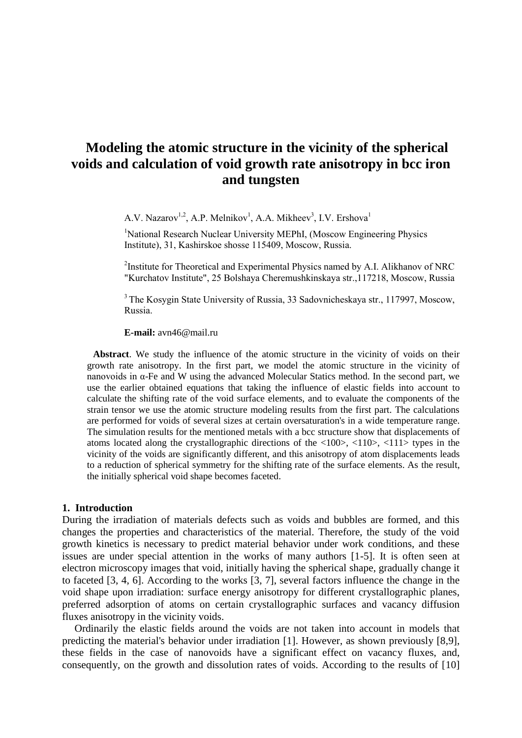# Modeling the atomic structure in the vicinity of the spherical voids and calculation of void growth rate anisotropy in bcc iron and tungsten

A.V. Nazarov[1,2], A.P. Melnikov[1], A.A. Mikheev[3], I.V. Ershova[1]

[1]National Research Nuclear University MEPhI, (Moscow Engineering Physics Institute), 31, Kashirskoe shosse 115409, Moscow, Russia.

[2]Institute for Theoretical and Experimental Physics named by A.I. Alikhanov of NRC "Kurchatov Institute", 25 Bolshaya Cheremushkinskaya str.,117218, Moscow, Russia

[3] The Kosygin State University of Russia, 33 Sadovnicheskaya str., 117997, Moscow, Russia.

**E-mail:** avn46@mail.ru

**Abstract**. We study the influence of the atomic structure in the vicinity of voids on their growth rate anisotropy. In the first part, we model the atomic structure in the vicinity of nanovoids in α-Fe and W using the advanced Molecular Statics method. In the second part, we use the earlier obtained equations that taking the influence of elastic fields into account to calculate the shifting rate of the void surface elements, and to evaluate the components of the strain tensor we use the atomic structure modeling results from the first part. The calculations are performed for voids of several sizes at certain oversaturation's in a wide temperature range. The simulation results for the mentioned metals with a bcc structure show that displacements of atoms located along the crystallographic directions of the <100>, <110>, <111> types in the vicinity of the voids are significantly different, and this anisotropy of atom displacements leads to a reduction of spherical symmetry for the shifting rate of the surface elements. As the result, the initially spherical void shape becomes faceted.

## 1. Introduction

During the irradiation of materials defects such as voids and bubbles are formed, and this changes the properties and characteristics of the material. Therefore, the study of the void growth kinetics is necessary to predict material behavior under work conditions, and these issues are under special attention in the works of many authors [1-5]. It is often seen at electron microscopy images that void, initially having the spherical shape, gradually change it to faceted [3, 4, 6]. According to the works [3, 7], several factors influence the change in the void shape upon irradiation: surface energy anisotropy for different crystallographic planes, preferred adsorption of atoms on certain crystallographic surfaces and vacancy diffusion fluxes anisotropy in the vicinity voids.

Ordinarily the elastic fields around the voids are not taken into account in models that predicting the material's behavior under irradiation [1]. However, as shown previously [8,9], these fields in the case of nanovoids have a significant effect on vacancy fluxes, and, consequently, on the growth and dissolution rates of voids. According to the results of [10]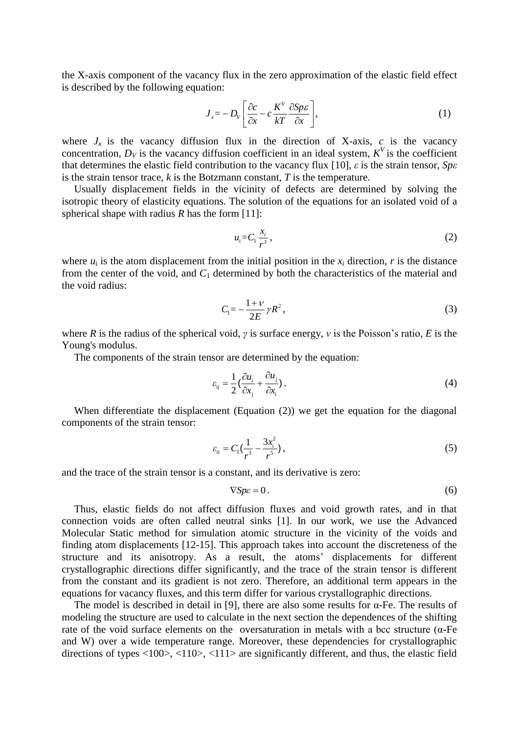the X-axis component of the vacancy flux in the zero approximation of the elastic field effect is described by the following equation:

$$J_x = -D_V\left[\frac{\partial c}{\partial x} - c\frac{K^V}{kT}\frac{\partial Sp\varepsilon}{\partial x}\right], \tag{1}$$

where $J_x$ is the vacancy diffusion flux in the direction of X-axis, $c$ is the vacancy concentration, $D_V$ is the vacancy diffusion coefficient in an ideal system, $K^V$ is the coefficient that determines the elastic field contribution to the vacancy flux [10], $\varepsilon$ is the strain tensor, $Sp\varepsilon$ is the strain tensor trace, $k$ is the Botzmann constant, $T$ is the temperature.

Usually displacement fields in the vicinity of defects are determined by solving the isotropic theory of elasticity equations. The solution of the equations for an isolated void of a spherical shape with radius $R$ has the form [11]:

$$u_i = C_1\frac{x_i}{r^3}, \tag{2}$$

where $u_i$ is the atom displacement from the initial position in the $x_i$ direction, $r$ is the distance from the center of the void, and $C_1$ determined by both the characteristics of the material and the void radius:

$$C_1 = -\frac{1+\nu}{2E}\gamma R^2, \tag{3}$$

where $R$ is the radius of the spherical void, $\gamma$ is surface energy, $\nu$ is the Poisson's ratio, $E$ is the Young's modulus.

The components of the strain tensor are determined by the equation:

$$\varepsilon_{ij} = \frac{1}{2}\left(\frac{\partial u_i}{\partial x_j} + \frac{\partial u_j}{\partial x_i}\right). \tag{4}$$

When differentiate the displacement (Equation (2)) we get the equation for the diagonal components of the strain tensor:

$$\varepsilon_{ii} = C_1\left(\frac{1}{r^3} - \frac{3x_i^2}{r^5}\right), \tag{5}$$

and the trace of the strain tensor is a constant, and its derivative is zero:

$$\nabla Sp\varepsilon = 0. \tag{6}$$

Thus, elastic fields do not affect diffusion fluxes and void growth rates, and in that connection voids are often called neutral sinks [1]. In our work, we use the Advanced Molecular Static method for simulation atomic structure in the vicinity of the voids and finding atom displacements [12-15]. This approach takes into account the discreteness of the structure and its anisotropy. As a result, the atoms' displacements for different crystallographic directions differ significantly, and the trace of the strain tensor is different from the constant and its gradient is not zero. Therefore, an additional term appears in the equations for vacancy fluxes, and this term differ for various crystallographic directions.

The model is described in detail in [9], there are also some results for α-Fe. The results of modeling the structure are used to calculate in the next section the dependences of the shifting rate of the void surface elements on the oversaturation in metals with a bcc structure (α-Fe and W) over a wide temperature range. Moreover, these dependencies for crystallographic directions of types <100>, <110>, <111> are significantly different, and thus, the elastic field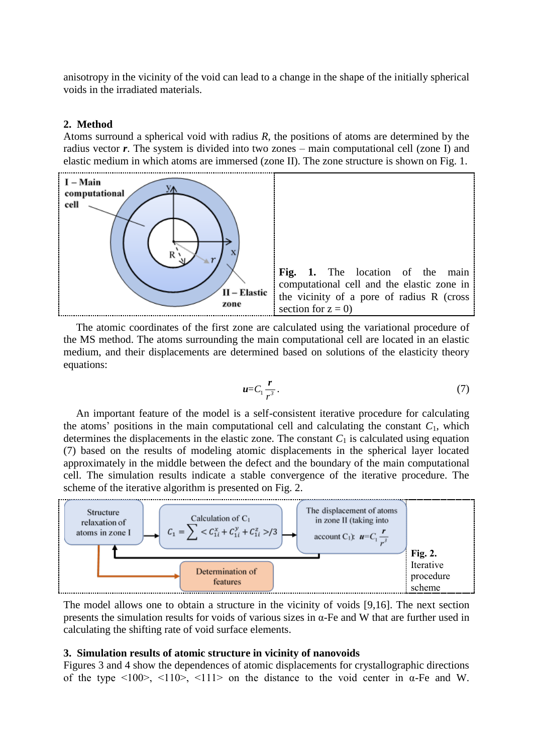anisotropy in the vicinity of the void can lead to a change in the shape of the initially spherical voids in the irradiated materials.

## 2. Method

Atoms surround a spherical void with radius $R$, the positions of atoms are determined by the radius vector $\boldsymbol{r}$. The system is divided into two zones – main computational cell (zone I) and elastic medium in which atoms are immersed (zone II). The zone structure is shown on Fig. 1.

**Fig. 1.** The location of the main computational cell and the elastic zone in the vicinity of a pore of radius R (cross section for z = 0)

The atomic coordinates of the first zone are calculated using the variational procedure of the MS method. The atoms surrounding the main computational cell are located in an elastic medium, and their displacements are determined based on solutions of the elasticity theory equations:

$$\boldsymbol{u}=C_1\frac{\boldsymbol{r}}{r^3}. \tag{7}$$

An important feature of the model is a self-consistent iterative procedure for calculating the atoms' positions in the main computational cell and calculating the constant $C_1$, which determines the displacements in the elastic zone. The constant $C_1$ is calculated using equation (7) based on the results of modeling atomic displacements in the spherical layer located approximately in the middle between the defect and the boundary of the main computational cell. The simulation results indicate a stable convergence of the iterative procedure. The scheme of the iterative algorithm is presented on Fig. 2.

**Fig. 2.** Iterative procedure scheme

The model allows one to obtain a structure in the vicinity of voids [9,16]. The next section presents the simulation results for voids of various sizes in α-Fe and W that are further used in calculating the shifting rate of void surface elements.

## 3. Simulation results of atomic structure in vicinity of nanovoids

Figures 3 and 4 show the dependences of atomic displacements for crystallographic directions of the type <100>, <110>, <111> on the distance to the void center in α-Fe and W.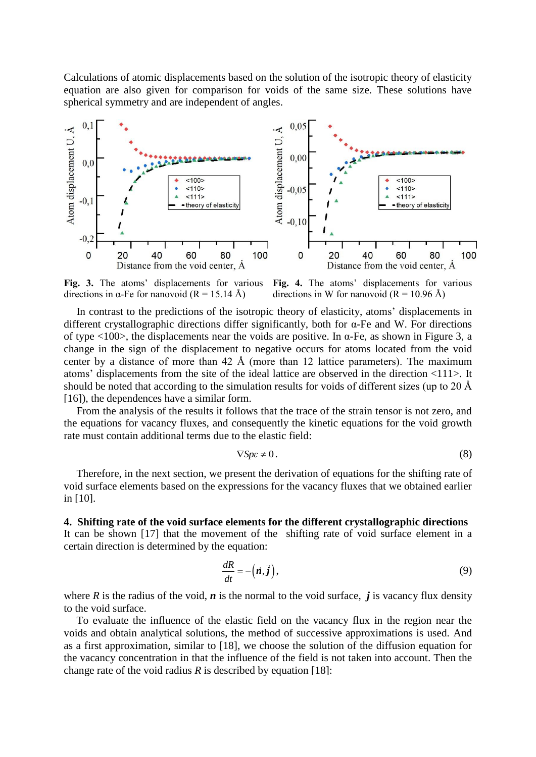Calculations of atomic displacements based on the solution of the isotropic theory of elasticity equation are also given for comparison for voids of the same size. These solutions have spherical symmetry and are independent of angles.

**Fig. 3.** The atoms' displacements for various directions in α-Fe for nanovoid (R = 15.14 Å)

**Fig. 4.** The atoms' displacements for various directions in W for nanovoid (R = 10.96 Å)

In contrast to the predictions of the isotropic theory of elasticity, atoms' displacements in different crystallographic directions differ significantly, both for α-Fe and W. For directions of type <100>, the displacements near the voids are positive. In α-Fe, as shown in Figure 3, a change in the sign of the displacement to negative occurs for atoms located from the void center by a distance of more than 42 Å (more than 12 lattice parameters). The maximum atoms' displacements from the site of the ideal lattice are observed in the direction <111>. It should be noted that according to the simulation results for voids of different sizes (up to 20 Å [16]), the dependences have a similar form.

From the analysis of the results it follows that the trace of the strain tensor is not zero, and the equations for vacancy fluxes, and consequently the kinetic equations for the void growth rate must contain additional terms due to the elastic field:

$$\nabla Sp\varepsilon \neq 0. \tag{8}$$

Therefore, in the next section, we present the derivation of equations for the shifting rate of void surface elements based on the expressions for the vacancy fluxes that we obtained earlier in [10].

## 4. Shifting rate of the void surface elements for the different crystallographic directions

It can be shown [17] that the movement of the shifting rate of void surface element in a certain direction is determined by the equation:

$$\frac{dR}{dt} = -\left(\vec{n}, \vec{j}\right), \tag{9}$$

where $R$ is the radius of the void, $\boldsymbol{n}$ is the normal to the void surface, $\boldsymbol{j}$ is vacancy flux density to the void surface.

To evaluate the influence of the elastic field on the vacancy flux in the region near the voids and obtain analytical solutions, the method of successive approximations is used. And as a first approximation, similar to [18], we choose the solution of the diffusion equation for the vacancy concentration in that the influence of the field is not taken into account. Then the change rate of the void radius $R$ is described by equation [18]: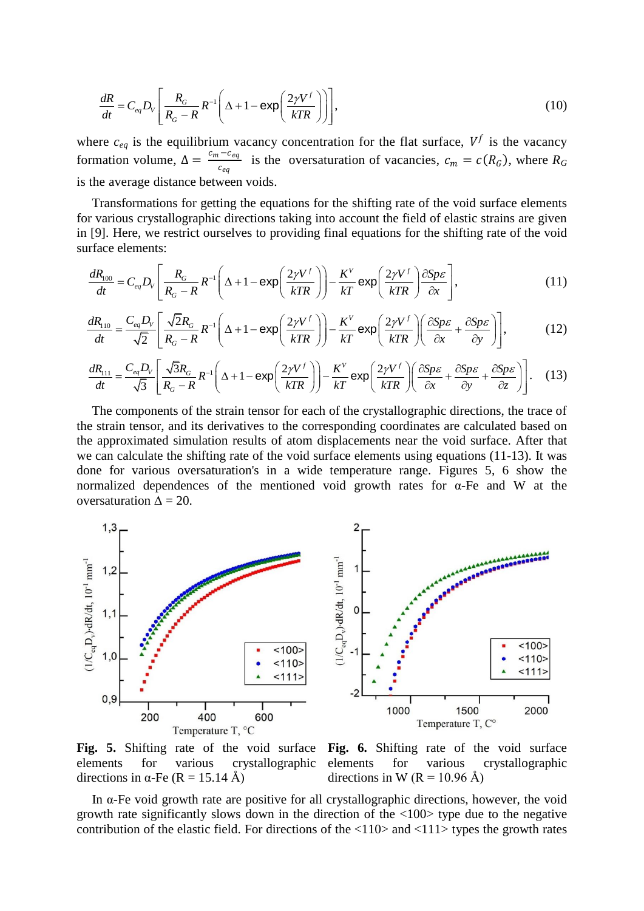$$\frac{dR}{dt} = C_{eq} D_V \left[ \frac{R_G}{R_G - R} R^{-1} \left( \Delta + 1 - \exp\left( \frac{2\gamma V^f}{kTR} \right) \right) \right], \tag{10}$$

where $c_{eq}$ is the equilibrium vacancy concentration for the flat surface, $V^f$ is the vacancy formation volume, $\Delta = \frac{c_m - c_{eq}}{c_{eq}}$ is the oversaturation of vacancies, $c_m = c(R_G)$, where $R_G$ is the average distance between voids.

Transformations for getting the equations for the shifting rate of the void surface elements for various crystallographic directions taking into account the field of elastic strains are given in [9]. Here, we restrict ourselves to providing final equations for the shifting rate of the void surface elements:

$$\frac{dR_{100}}{dt} = C_{eq} D_V \left[ \frac{R_G}{R_G - R} R^{-1} \left( \Delta + 1 - \exp\left( \frac{2\gamma V^f}{kTR} \right) \right) - \frac{K^V}{kT} \exp\left( \frac{2\gamma V^f}{kTR} \right) \frac{\partial Sp\varepsilon}{\partial x} \right], \tag{11}$$

$$\frac{dR_{110}}{dt} = \frac{C_{eq} D_V}{\sqrt{2}} \left[ \frac{\sqrt{2} R_G}{R_G - R} R^{-1} \left( \Delta + 1 - \exp\left( \frac{2\gamma V^f}{kTR} \right) \right) - \frac{K^V}{kT} \exp\left( \frac{2\gamma V^f}{kTR} \right) \left( \frac{\partial Sp\varepsilon}{\partial x} + \frac{\partial Sp\varepsilon}{\partial y} \right) \right], \tag{12}$$

$$\frac{dR_{111}}{dt} = \frac{C_{eq} D_V}{\sqrt{3}} \left[ \frac{\sqrt{3} R_G}{R_G - R} R^{-1} \left( \Delta + 1 - \exp\left( \frac{2\gamma V^f}{kTR} \right) \right) - \frac{K^V}{kT} \exp\left( \frac{2\gamma V^f}{kTR} \right) \left( \frac{\partial Sp\varepsilon}{\partial x} + \frac{\partial Sp\varepsilon}{\partial y} + \frac{\partial Sp\varepsilon}{\partial z} \right) \right]. \tag{13}$$

The components of the strain tensor for each of the crystallographic directions, the trace of the strain tensor, and its derivatives to the corresponding coordinates are calculated based on the approximated simulation results of atom displacements near the void surface. After that we can calculate the shifting rate of the void surface elements using equations (11-13). It was done for various oversaturation's in a wide temperature range. Figures 5, 6 show the normalized dependences of the mentioned void growth rates for α-Fe and W at the oversaturation $\Delta = 20$.

**Fig. 5.** Shifting rate of the void surface elements for various crystallographic directions in α-Fe (R = 15.14 Å)

**Fig. 6.** Shifting rate of the void surface elements for various crystallographic directions in W (R = 10.96 Å)

In α-Fe void growth rate are positive for all crystallographic directions, however, the void growth rate significantly slows down in the direction of the <100> type due to the negative contribution of the elastic field. For directions of the <110> and <111> types the growth rates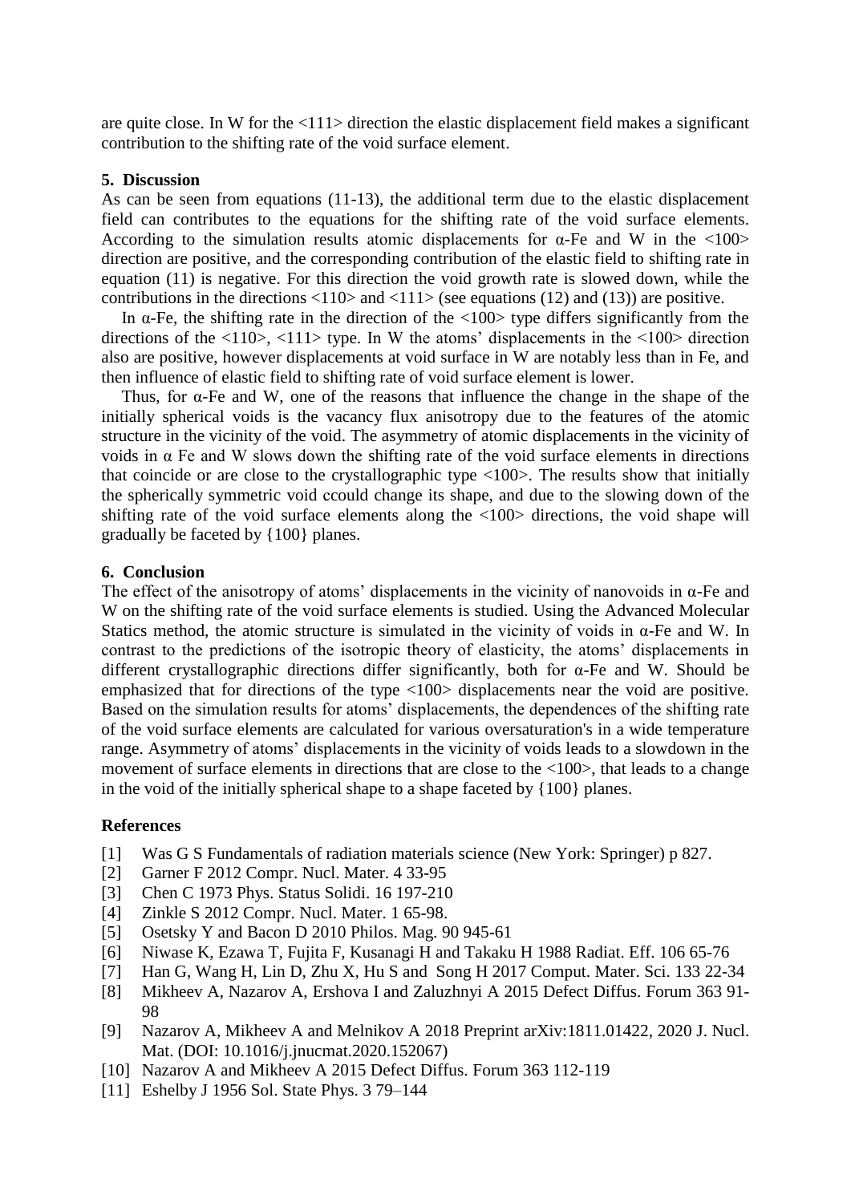are quite close. In W for the <111> direction the elastic displacement field makes a significant contribution to the shifting rate of the void surface element.

## 5. Discussion

As can be seen from equations (11-13), the additional term due to the elastic displacement field can contributes to the equations for the shifting rate of the void surface elements. According to the simulation results atomic displacements for α-Fe and W in the <100> direction are positive, and the corresponding contribution of the elastic field to shifting rate in equation (11) is negative. For this direction the void growth rate is slowed down, while the contributions in the directions <110> and <111> (see equations (12) and (13)) are positive.

In α-Fe, the shifting rate in the direction of the <100> type differs significantly from the directions of the <110>, <111> type. In W the atoms' displacements in the <100> direction also are positive, however displacements at void surface in W are notably less than in Fe, and then influence of elastic field to shifting rate of void surface element is lower.

Thus, for α-Fe and W, one of the reasons that influence the change in the shape of the initially spherical voids is the vacancy flux anisotropy due to the features of the atomic structure in the vicinity of the void. The asymmetry of atomic displacements in the vicinity of voids in α Fe and W slows down the shifting rate of the void surface elements in directions that coincide or are close to the crystallographic type <100>. The results show that initially the spherically symmetric void ccould change its shape, and due to the slowing down of the shifting rate of the void surface elements along the <100> directions, the void shape will gradually be faceted by {100} planes.

## 6. Conclusion

The effect of the anisotropy of atoms' displacements in the vicinity of nanovoids in α-Fe and W on the shifting rate of the void surface elements is studied. Using the Advanced Molecular Statics method, the atomic structure is simulated in the vicinity of voids in α-Fe and W. In contrast to the predictions of the isotropic theory of elasticity, the atoms' displacements in different crystallographic directions differ significantly, both for α-Fe and W. Should be emphasized that for directions of the type <100> displacements near the void are positive. Based on the simulation results for atoms' displacements, the dependences of the shifting rate of the void surface elements are calculated for various oversaturation's in a wide temperature range. Asymmetry of atoms' displacements in the vicinity of voids leads to a slowdown in the movement of surface elements in directions that are close to the <100>, that leads to a change in the void of the initially spherical shape to a shape faceted by {100} planes.

## References

[1] Was G S Fundamentals of radiation materials science (New York: Springer) p 827.
[2] Garner F 2012 Compr. Nucl. Mater. 4 33-95
[3] Chen C 1973 Phys. Status Solidi. 16 197-210
[4] Zinkle S 2012 Compr. Nucl. Mater. 1 65-98.
[5] Osetsky Y and Bacon D 2010 Philos. Mag. 90 945-61
[6] Niwase K, Ezawa T, Fujita F, Kusanagi H and Takaku H 1988 Radiat. Eff. 106 65-76
[7] Han G, Wang H, Lin D, Zhu X, Hu S and Song H 2017 Comput. Mater. Sci. 133 22-34
[8] Mikheev A, Nazarov A, Ershova I and Zaluzhnyi A 2015 Defect Diffus. Forum 363 91-98
[9] Nazarov A, Mikheev A and Melnikov A 2018 Preprint arXiv:1811.01422, 2020 J. Nucl. Mat. (DOI: 10.1016/j.jnucmat.2020.152067)
[10] Nazarov A and Mikheev A 2015 Defect Diffus. Forum 363 112-119
[11] Eshelby J 1956 Sol. State Phys. 3 79–144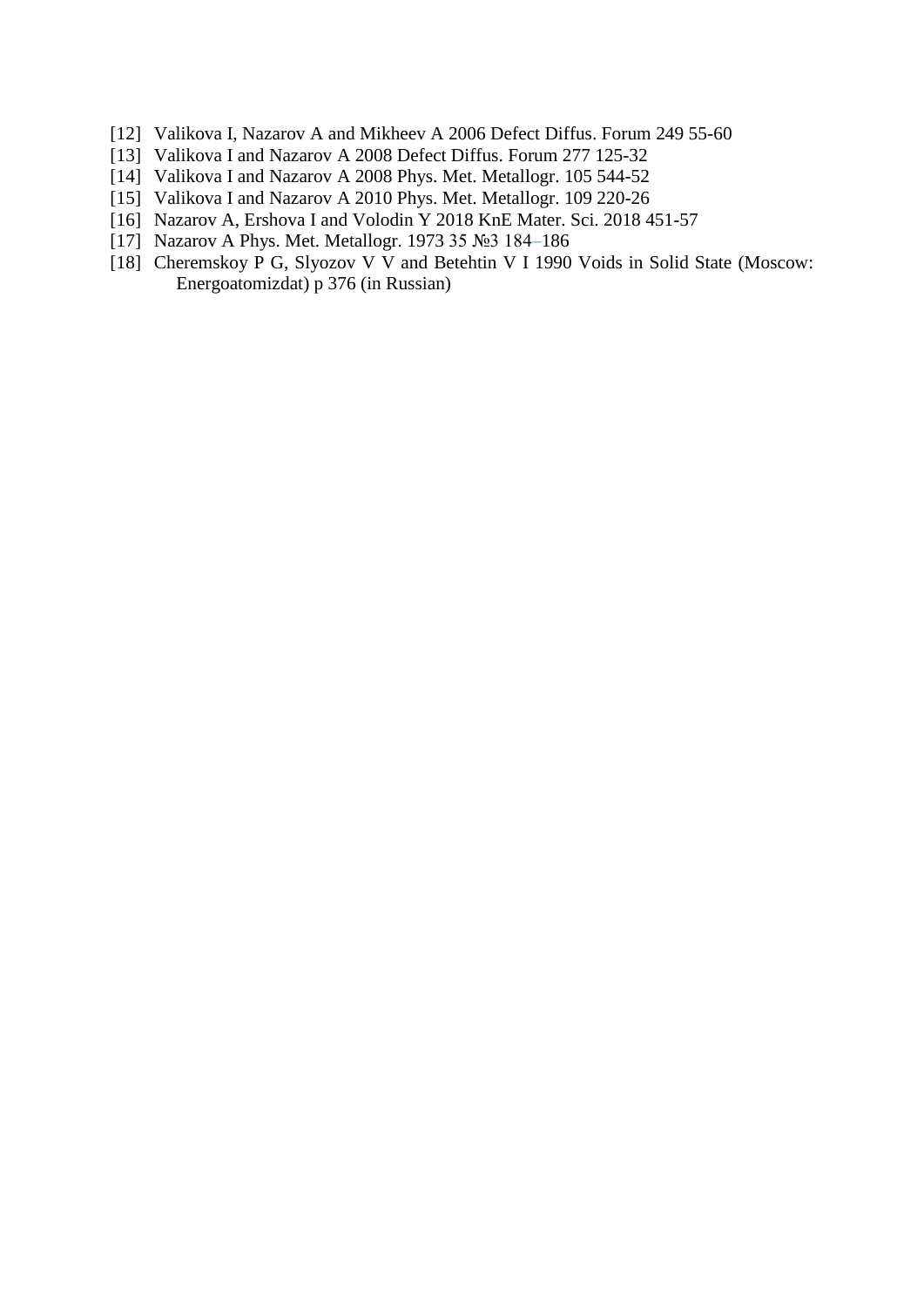[12] Valikova I, Nazarov A and Mikheev A 2006 Defect Diffus. Forum 249 55-60
[13] Valikova I and Nazarov A 2008 Defect Diffus. Forum 277 125-32
[14] Valikova I and Nazarov A 2008 Phys. Met. Metallogr. 105 544-52
[15] Valikova I and Nazarov A 2010 Phys. Met. Metallogr. 109 220-26
[16] Nazarov A, Ershova I and Volodin Y 2018 KnE Mater. Sci. 2018 451-57
[17] Nazarov A Phys. Met. Metallogr. 1973 35 №3 184–186
[18] Cheremskoy P G, Slyozov V V and Betehtin V I 1990 Voids in Solid State (Moscow: Energoatomizdat) p 376 (in Russian)